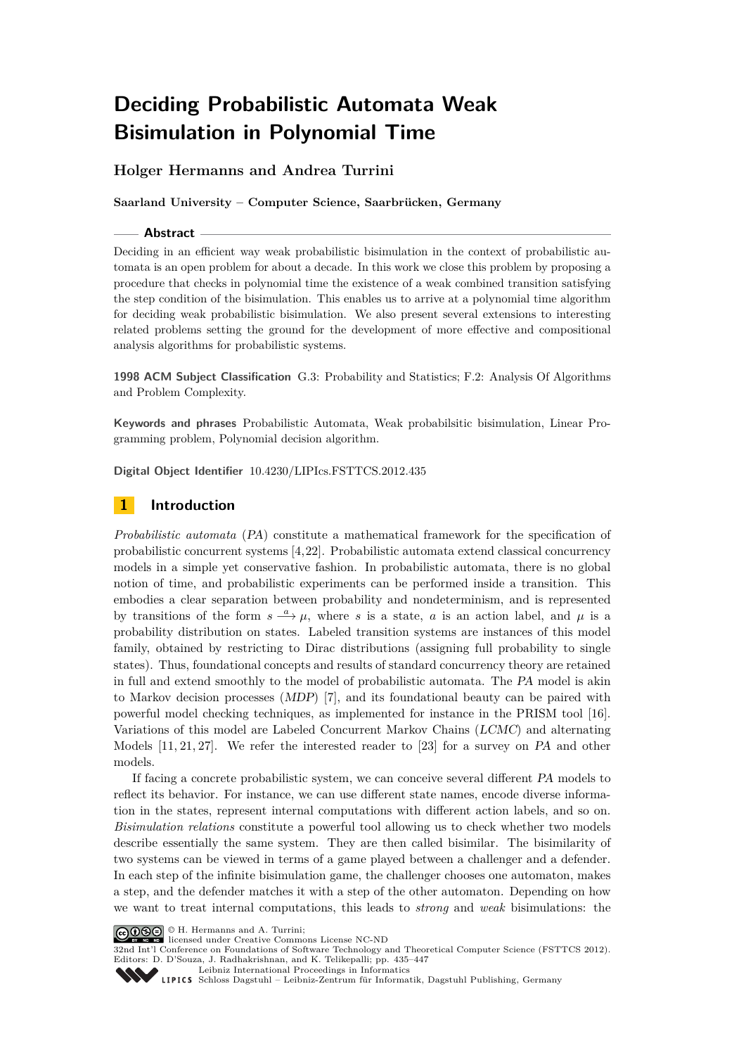# Deciding Probabilistic Automata Weak Bisimulation in Polynomial Time

**Holger Hermanns and Andrea Turrini**

**Saarland University – Computer Science, Saarbrücken, Germany**

## Abstract

Deciding in an efficient way weak probabilistic bisimulation in the context of probabilistic automata is an open problem for about a decade. In this work we close this problem by proposing a procedure that checks in polynomial time the existence of a weak combined transition satisfying the step condition of the bisimulation. This enables us to arrive at a polynomial time algorithm for deciding weak probabilistic bisimulation. We also present several extensions to interesting related problems setting the ground for the development of more effective and compositional analysis algorithms for probabilistic systems.

**1998 ACM Subject Classification** G.3: Probability and Statistics; F.2: Analysis Of Algorithms and Problem Complexity.

**Keywords and phrases** Probabilistic Automata, Weak probabilsitic bisimulation, Linear Programming problem, Polynomial decision algorithm.

**Digital Object Identifier** 10.4230/LIPIcs.FSTTCS.2012.435

## 1 Introduction

*Probabilistic automata* (*PA*) constitute a mathematical framework for the specification of probabilistic concurrent systems [4,22]. Probabilistic automata extend classical concurrency models in a simple yet conservative fashion. In probabilistic automata, there is no global notion of time, and probabilistic experiments can be performed inside a transition. This embodies a clear separation between probability and nondeterminism, and is represented by transitions of the form $s \xrightarrow{a} \mu$, where $s$ is a state, $a$ is an action label, and $\mu$ is a probability distribution on states. Labeled transition systems are instances of this model family, obtained by restricting to Dirac distributions (assigning full probability to single states). Thus, foundational concepts and results of standard concurrency theory are retained in full and extend smoothly to the model of probabilistic automata. The *PA* model is akin to Markov decision processes (*MDP*) [7], and its foundational beauty can be paired with powerful model checking techniques, as implemented for instance in the PRISM tool [16]. Variations of this model are Labeled Concurrent Markov Chains (*LCMC*) and alternating Models [11, 21, 27]. We refer the interested reader to [23] for a survey on *PA* and other models.

If facing a concrete probabilistic system, we can conceive several different *PA* models to reflect its behavior. For instance, we can use different state names, encode diverse information in the states, represent internal computations with different action labels, and so on. *Bisimulation relations* constitute a powerful tool allowing us to check whether two models describe essentially the same system. They are then called bisimilar. The bisimilarity of two systems can be viewed in terms of a game played between a challenger and a defender. In each step of the infinite bisimulation game, the challenger chooses one automaton, makes a step, and the defender matches it with a step of the other automaton. Depending on how we want to treat internal computations, this leads to *strong* and *weak* bisimulations: the

© H. Hermanns and A. Turrini;
licensed under Creative Commons License NC-ND
32nd Int'l Conference on Foundations of Software Technology and Theoretical Computer Science (FSTTCS 2012).
Editors: D. D'Souza, J. Radhakrishnan, and K. Telikepalli; pp. 435–447
Leibniz International Proceedings in Informatics
Schloss Dagstuhl – Leibniz-Zentrum für Informatik, Dagstuhl Publishing, Germany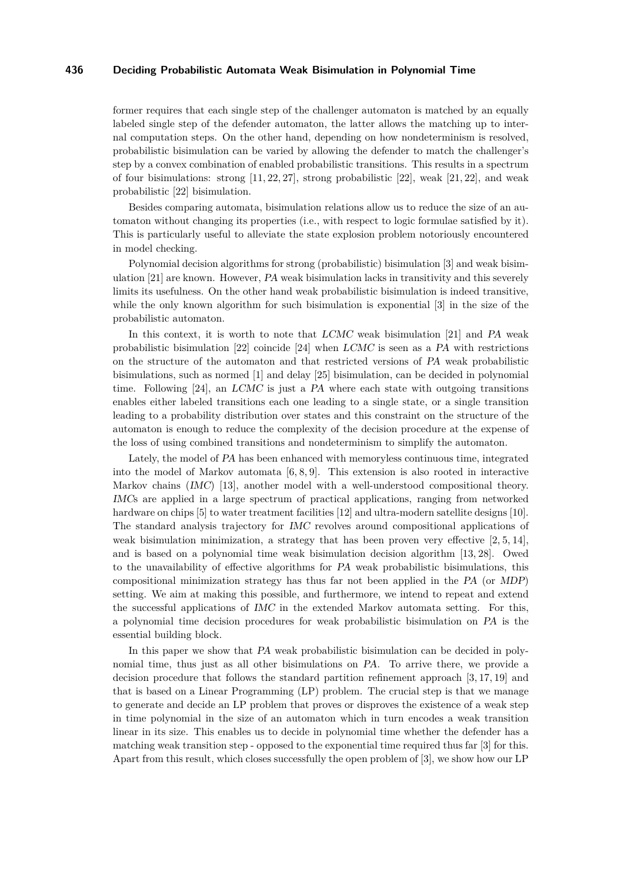former requires that each single step of the challenger automaton is matched by an equally labeled single step of the defender automaton, the latter allows the matching up to internal computation steps. On the other hand, depending on how nondeterminism is resolved, probabilistic bisimulation can be varied by allowing the defender to match the challenger's step by a convex combination of enabled probabilistic transitions. This results in a spectrum of four bisimulations: strong [11, 22, 27], strong probabilistic [22], weak [21, 22], and weak probabilistic [22] bisimulation.

Besides comparing automata, bisimulation relations allow us to reduce the size of an automaton without changing its properties (i.e., with respect to logic formulae satisfied by it). This is particularly useful to alleviate the state explosion problem notoriously encountered in model checking.

Polynomial decision algorithms for strong (probabilistic) bisimulation [3] and weak bisimulation [21] are known. However, *PA* weak bisimulation lacks in transitivity and this severely limits its usefulness. On the other hand weak probabilistic bisimulation is indeed transitive, while the only known algorithm for such bisimulation is exponential [3] in the size of the probabilistic automaton.

In this context, it is worth to note that *LCMC* weak bisimulation [21] and *PA* weak probabilistic bisimulation [22] coincide [24] when *LCMC* is seen as a *PA* with restrictions on the structure of the automaton and that restricted versions of *PA* weak probabilistic bisimulations, such as normed [1] and delay [25] bisimulation, can be decided in polynomial time. Following [24], an *LCMC* is just a *PA* where each state with outgoing transitions enables either labeled transitions each one leading to a single state, or a single transition leading to a probability distribution over states and this constraint on the structure of the automaton is enough to reduce the complexity of the decision procedure at the expense of the loss of using combined transitions and nondeterminism to simplify the automaton.

Lately, the model of *PA* has been enhanced with memoryless continuous time, integrated into the model of Markov automata [6, 8, 9]. This extension is also rooted in interactive Markov chains (*IMC*) [13], another model with a well-understood compositional theory. *IMC*s are applied in a large spectrum of practical applications, ranging from networked hardware on chips [5] to water treatment facilities [12] and ultra-modern satellite designs [10]. The standard analysis trajectory for *IMC* revolves around compositional applications of weak bisimulation minimization, a strategy that has been proven very effective [2, 5, 14], and is based on a polynomial time weak bisimulation decision algorithm [13, 28]. Owed to the unavailability of effective algorithms for *PA* weak probabilistic bisimulations, this compositional minimization strategy has thus far not been applied in the *PA* (or *MDP*) setting. We aim at making this possible, and furthermore, we intend to repeat and extend the successful applications of *IMC* in the extended Markov automata setting. For this, a polynomial time decision procedures for weak probabilistic bisimulation on *PA* is the essential building block.

In this paper we show that *PA* weak probabilistic bisimulation can be decided in polynomial time, thus just as all other bisimulations on *PA*. To arrive there, we provide a decision procedure that follows the standard partition refinement approach [3, 17, 19] and that is based on a Linear Programming (LP) problem. The crucial step is that we manage to generate and decide an LP problem that proves or disproves the existence of a weak step in time polynomial in the size of an automaton which in turn encodes a weak transition linear in its size. This enables us to decide in polynomial time whether the defender has a matching weak transition step - opposed to the exponential time required thus far [3] for this. Apart from this result, which closes successfully the open problem of [3], we show how our LP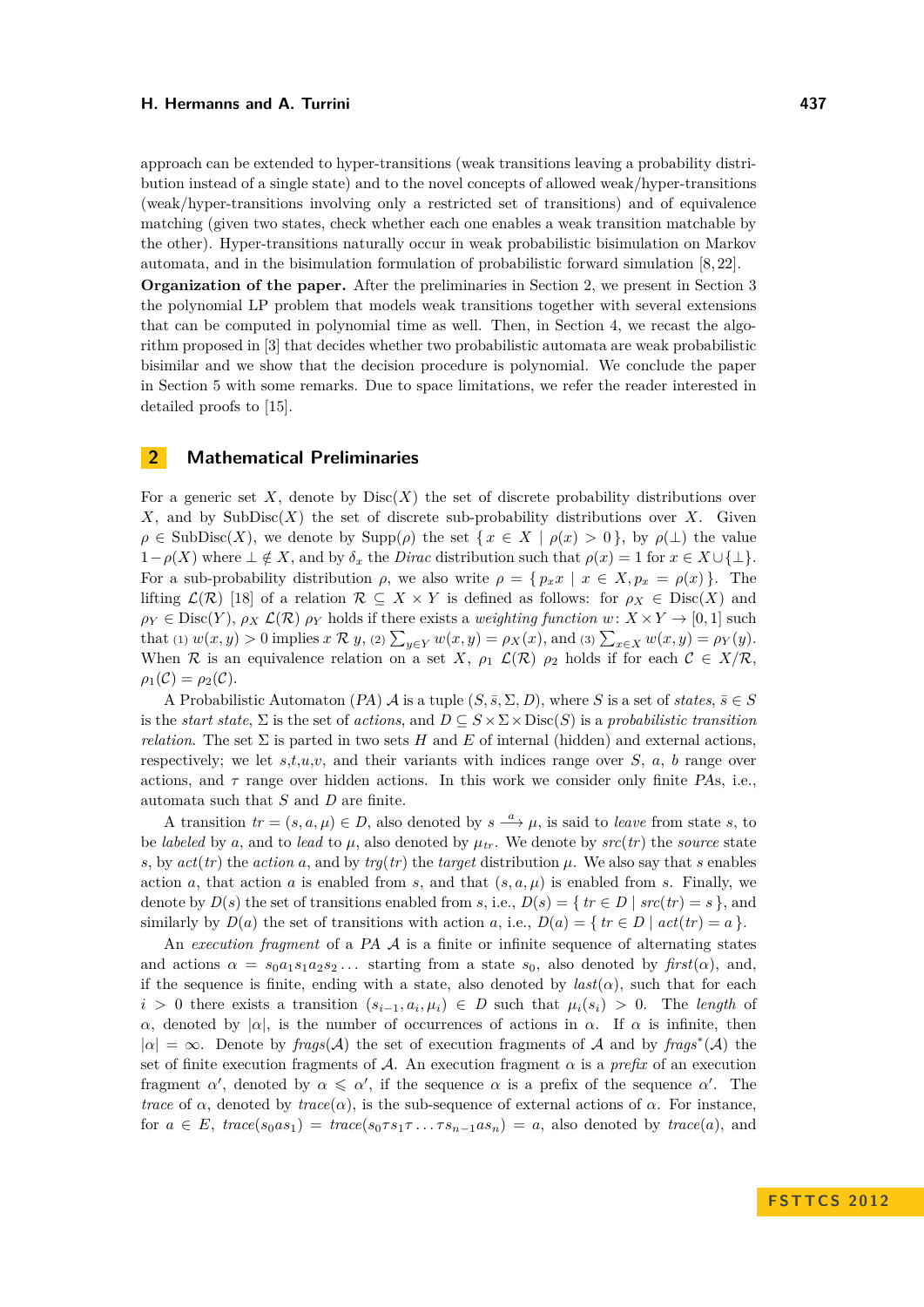approach can be extended to hyper-transitions (weak transitions leaving a probability distribution instead of a single state) and to the novel concepts of allowed weak/hyper-transitions (weak/hyper-transitions involving only a restricted set of transitions) and of equivalence matching (given two states, check whether each one enables a weak transition matchable by the other). Hyper-transitions naturally occur in weak probabilistic bisimulation on Markov automata, and in the bisimulation formulation of probabilistic forward simulation [8, 22].

**Organization of the paper.** After the preliminaries in Section 2, we present in Section 3 the polynomial LP problem that models weak transitions together with several extensions that can be computed in polynomial time as well. Then, in Section 4, we recast the algorithm proposed in [3] that decides whether two probabilistic automata are weak probabilistic bisimilar and we show that the decision procedure is polynomial. We conclude the paper in Section 5 with some remarks. Due to space limitations, we refer the reader interested in detailed proofs to [15].

## 2 Mathematical Preliminaries

For a generic set $X$, denote by $\mathrm{Disc}(X)$ the set of discrete probability distributions over $X$, and by $\mathrm{SubDisc}(X)$ the set of discrete sub-probability distributions over $X$. Given $\rho \in \mathrm{SubDisc}(X)$, we denote by $\mathrm{Supp}(\rho)$ the set $\{\, x \in X \mid \rho(x) > 0 \,\}$, by $\rho(\perp)$ the value $1 - \rho(X)$ where $\perp \notin X$, and by $\delta_x$ the *Dirac* distribution such that $\rho(x) = 1$ for $x \in X \cup \{\perp\}$. For a sub-probability distribution $\rho$, we also write $\rho = \{\, p_x x \mid x \in X, p_x = \rho(x) \,\}$. The lifting $\mathcal{L}(\mathcal{R})$ [18] of a relation $\mathcal{R} \subseteq X \times Y$ is defined as follows: for $\rho_X \in \mathrm{Disc}(X)$ and $\rho_Y \in \mathrm{Disc}(Y)$, $\rho_X \ \mathcal{L}(\mathcal{R}) \ \rho_Y$ holds if there exists a *weighting function* $w \colon X \times Y \to [0, 1]$ such that (1) $w(x, y) > 0$ implies $x \ \mathcal{R} \ y$, (2) $\sum_{y \in Y} w(x, y) = \rho_X(x)$, and (3) $\sum_{x \in X} w(x, y) = \rho_Y(y)$. When $\mathcal{R}$ is an equivalence relation on a set $X$, $\rho_1 \ \mathcal{L}(\mathcal{R}) \ \rho_2$ holds if for each $\mathcal{C} \in X/\mathcal{R}$, $\rho_1(\mathcal{C}) = \rho_2(\mathcal{C})$.

A Probabilistic Automaton (*PA*) $\mathcal{A}$ is a tuple $(S, \bar{s}, \Sigma, D)$, where $S$ is a set of *states*, $\bar{s} \in S$ is the *start state*, $\Sigma$ is the set of *actions*, and $D \subseteq S \times \Sigma \times \mathrm{Disc}(S)$ is a *probabilistic transition relation*. The set $\Sigma$ is parted in two sets $H$ and $E$ of internal (hidden) and external actions, respectively; we let $s$,$t$,$u$,$v$, and their variants with indices range over $S$, $a$, $b$ range over actions, and $\tau$ range over hidden actions. In this work we consider only finite *PA*s, i.e., automata such that $S$ and $D$ are finite.

A transition $tr = (s, a, \mu) \in D$, also denoted by $s \xrightarrow{a} \mu$, is said to *leave* from state $s$, to be *labeled* by $a$, and to *lead* to $\mu$, also denoted by $\mu_{tr}$. We denote by $src(tr)$ the *source* state $s$, by $act(tr)$ the *action* $a$, and by $trg(tr)$ the *target* distribution $\mu$. We also say that $s$ enables action $a$, that action $a$ is enabled from $s$, and that $(s, a, \mu)$ is enabled from $s$. Finally, we denote by $D(s)$ the set of transitions enabled from $s$, i.e., $D(s) = \{\, tr \in D \mid src(tr) = s \,\}$, and similarly by $D(a)$ the set of transitions with action $a$, i.e., $D(a) = \{\, tr \in D \mid act(tr) = a \,\}$.

An *execution fragment* of a *PA* $\mathcal{A}$ is a finite or infinite sequence of alternating states and actions $\alpha = s_0 a_1 s_1 a_2 s_2 \dots$ starting from a state $s_0$, also denoted by $first(\alpha)$, and, if the sequence is finite, ending with a state, also denoted by $last(\alpha)$, such that for each $i > 0$ there exists a transition $(s_{i-1}, a_i, \mu_i) \in D$ such that $\mu_i(s_i) > 0$. The *length* of $\alpha$, denoted by $|\alpha|$, is the number of occurrences of actions in $\alpha$. If $\alpha$ is infinite, then $|\alpha| = \infty$. Denote by $frags(\mathcal{A})$ the set of execution fragments of $\mathcal{A}$ and by $frags^*(\mathcal{A})$ the set of finite execution fragments of $\mathcal{A}$. An execution fragment $\alpha$ is a *prefix* of an execution fragment $\alpha'$, denoted by $\alpha \leqslant \alpha'$, if the sequence $\alpha$ is a prefix of the sequence $\alpha'$. The *trace* of $\alpha$, denoted by $trace(\alpha)$, is the sub-sequence of external actions of $\alpha$. For instance, for $a \in E$, $trace(s_0 a s_1) = trace(s_0 \tau s_1 \tau \dots \tau s_{n-1} a s_n) = a$, also denoted by $trace(a)$, and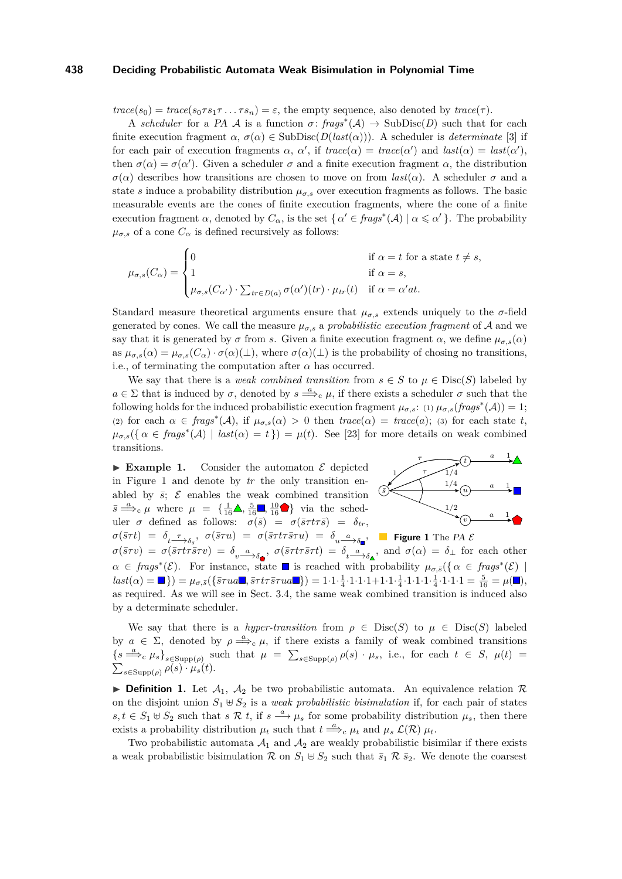$trace(s_0) = trace(s_0 \tau s_1 \tau \dots \tau s_n) = \varepsilon$, the empty sequence, also denoted by $trace(\tau)$.

A *scheduler* for a *PA* $\mathcal{A}$ is a function $\sigma \colon frags^*(\mathcal{A}) \to \mathrm{SubDisc}(D)$ such that for each finite execution fragment $\alpha$, $\sigma(\alpha) \in \mathrm{SubDisc}(D(last(\alpha)))$. A scheduler is *determinate* [3] if for each pair of execution fragments $\alpha$, $\alpha'$, if $trace(\alpha) = trace(\alpha')$ and $last(\alpha) = last(\alpha')$, then $\sigma(\alpha) = \sigma(\alpha')$. Given a scheduler $\sigma$ and a finite execution fragment $\alpha$, the distribution $\sigma(\alpha)$ describes how transitions are chosen to move on from $last(\alpha)$. A scheduler $\sigma$ and a state $s$ induce a probability distribution $\mu_{\sigma,s}$ over execution fragments as follows. The basic measurable events are the cones of finite execution fragments, where the cone of a finite execution fragment $\alpha$, denoted by $C_\alpha$, is the set $\{\, \alpha' \in frags^*(\mathcal{A}) \mid \alpha \leqslant \alpha' \,\}$. The probability $\mu_{\sigma,s}$ of a cone $C_\alpha$ is defined recursively as follows:

$$\mu_{\sigma,s}(C_\alpha) = \begin{cases} 0 & \text{if } \alpha = t \text{ for a state } t \neq s, \\ 1 & \text{if } \alpha = s, \\ \mu_{\sigma,s}(C_{\alpha'}) \cdot \sum_{tr \in D(a)} \sigma(\alpha')(tr) \cdot \mu_{tr}(t) & \text{if } \alpha = \alpha' a t. \end{cases}$$

Standard measure theoretical arguments ensure that $\mu_{\sigma,s}$ extends uniquely to the $\sigma$-field generated by cones. We call the measure $\mu_{\sigma,s}$ a *probabilistic execution fragment* of $\mathcal{A}$ and we say that it is generated by $\sigma$ from $s$. Given a finite execution fragment $\alpha$, we define $\mu_{\sigma,s}(\alpha)$ as $\mu_{\sigma,s}(\alpha) = \mu_{\sigma,s}(C_\alpha) \cdot \sigma(\alpha)(\perp)$, where $\sigma(\alpha)(\perp)$ is the probability of chosing no transitions, i.e., of terminating the computation after $\alpha$ has occurred.

We say that there is a *weak combined transition* from $s \in S$ to $\mu \in \mathrm{Disc}(S)$ labeled by $a \in \Sigma$ that is induced by $\sigma$, denoted by $s \overset{a}{\Longrightarrow}_c \mu$, if there exists a scheduler $\sigma$ such that the following holds for the induced probabilistic execution fragment $\mu_{\sigma,s}$: (1) $\mu_{\sigma,s}(frags^*(\mathcal{A})) = 1$; (2) for each $\alpha \in frags^*(\mathcal{A})$, if $\mu_{\sigma,s}(\alpha) > 0$ then $trace(\alpha) = trace(a)$; (3) for each state $t$, $\mu_{\sigma,s}(\{\, \alpha \in frags^*(\mathcal{A}) \mid last(\alpha) = t \,\}) = \mu(t)$. See [23] for more details on weak combined transitions.

▶ **Example 1.** Consider the automaton $\mathcal{E}$ depicted in Figure 1 and denote by $tr$ the only transition enabled by $\bar{s}$; $\mathcal{E}$ enables the weak combined transition $\bar{s} \overset{a}{\Longrightarrow}_c \mu$ where $\mu = \{\frac{1}{16}▲, \frac{5}{16}■, \frac{10}{16}⬟\}$ via the scheduler $\sigma$ defined as follows: $\sigma(\bar{s}) = \sigma(\bar{s}\tau t\tau\bar{s}) = \delta_{tr}$, $\sigma(\bar{s}\tau t) = \delta_{t \xrightarrow{\tau} \delta_{\bar{s}}}$, $\sigma(\bar{s}\tau u) = \sigma(\bar{s}\tau t\tau\bar{s}\tau u) = \delta_{u \xrightarrow{a} \delta_{■}}$, $\sigma(\bar{s}\tau v) = \sigma(\bar{s}\tau t\tau\bar{s}\tau v) = \delta_{v \xrightarrow{a} \delta_{⬟}}$, $\sigma(\bar{s}\tau t\tau\bar{s}\tau t) = \delta_{t \xrightarrow{a} \delta_{▲}}$, and $\sigma(\alpha) = \delta_\perp$ for each other $\alpha \in frags^*(\mathcal{E})$. For instance, state ■ is reached with probability $\mu_{\sigma,\bar{s}}(\{\, \alpha \in frags^*(\mathcal{E}) \mid last(\alpha) = ■ \,\}) = \mu_{\sigma,\bar{s}}(\{\bar{s}\tau u a ■, \bar{s}\tau t\tau\bar{s}\tau u a ■\}) = 1 \cdot 1 \cdot \frac{1}{4} \cdot 1 \cdot 1 \cdot 1 + 1 \cdot 1 \cdot \frac{1}{4} \cdot 1 \cdot 1 \cdot 1 \cdot \frac{1}{4} \cdot 1 \cdot 1 \cdot 1 = \frac{5}{16} = \mu(■)$, as required. As we will see in Sect. 3.4, the same weak combined transition is induced also by a determinate scheduler.

**Figure 1** The *PA* $\mathcal{E}$

We say that there is a *hyper-transition* from $\rho \in \mathrm{Disc}(S)$ to $\mu \in \mathrm{Disc}(S)$ labeled by $a \in \Sigma$, denoted by $\rho \overset{a}{\Longrightarrow}_c \mu$, if there exists a family of weak combined transitions $\{s \overset{a}{\Longrightarrow}_c \mu_s\}_{s \in \mathrm{Supp}(\rho)}$ such that $\mu = \sum_{s \in \mathrm{Supp}(\rho)} \rho(s) \cdot \mu_s$, i.e., for each $t \in S$, $\mu(t) = \sum_{s \in \mathrm{Supp}(\rho)} \rho(s) \cdot \mu_s(t)$.

▶ **Definition 1.** Let $\mathcal{A}_1$, $\mathcal{A}_2$ be two probabilistic automata. An equivalence relation $\mathcal{R}$ on the disjoint union $S_1 \uplus S_2$ is a *weak probabilistic bisimulation* if, for each pair of states $s, t \in S_1 \uplus S_2$ such that $s \mathrel{\mathcal{R}} t$, if $s \xrightarrow{a} \mu_s$ for some probability distribution $\mu_s$, then there exists a probability distribution $\mu_t$ such that $t \overset{a}{\Longrightarrow}_c \mu_t$ and $\mu_s \mathrel{\mathcal{L}(\mathcal{R})} \mu_t$.

Two probabilistic automata $\mathcal{A}_1$ and $\mathcal{A}_2$ are weakly probabilistic bisimilar if there exists a weak probabilistic bisimulation $\mathcal{R}$ on $S_1 \uplus S_2$ such that $\bar{s}_1 \mathrel{\mathcal{R}} \bar{s}_2$. We denote the coarsest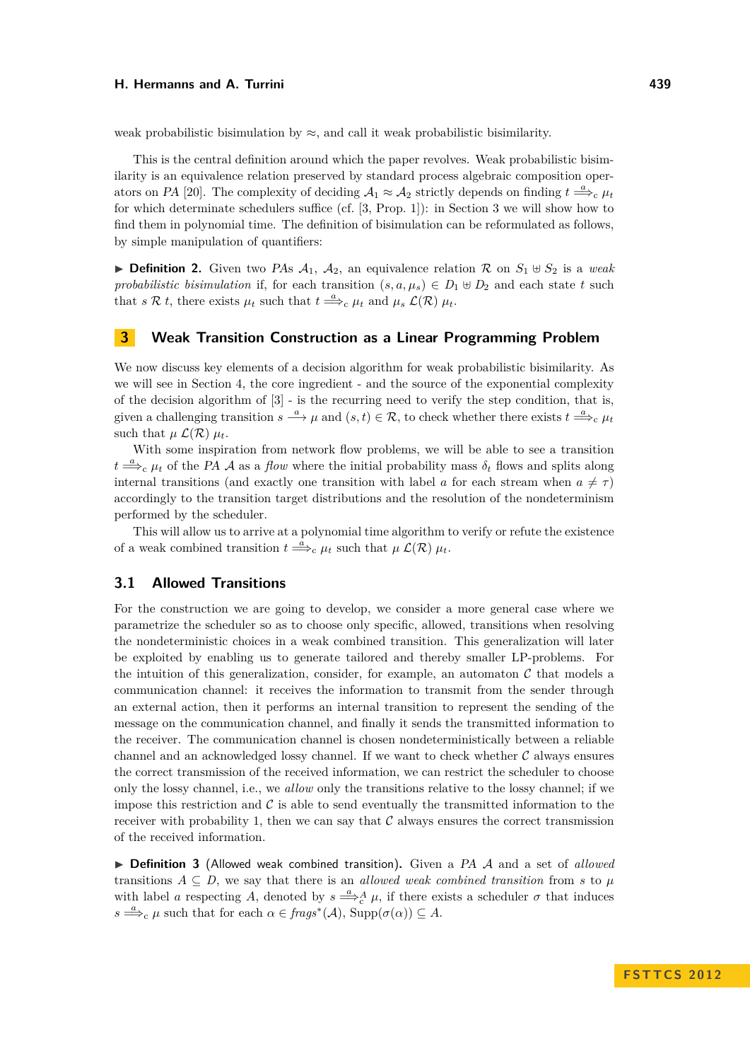weak probabilistic bisimulation by $\approx$, and call it weak probabilistic bisimilarity.

This is the central definition around which the paper revolves. Weak probabilistic bisimilarity is an equivalence relation preserved by standard process algebraic composition operators on *PA* [20]. The complexity of deciding $\mathcal{A}_1 \approx \mathcal{A}_2$ strictly depends on finding $t \stackrel{a}{\Longrightarrow}_c \mu_t$ for which determinate schedulers suffice (cf. [3, Prop. 1]): in Section 3 we will show how to find them in polynomial time. The definition of bisimulation can be reformulated as follows, by simple manipulation of quantifiers:

▶ **Definition 2.** Given two *PAs* $\mathcal{A}_1$, $\mathcal{A}_2$, an equivalence relation $\mathcal{R}$ on $S_1 \uplus S_2$ is a *weak probabilistic bisimulation* if, for each transition $(s, a, \mu_s) \in D_1 \uplus D_2$ and each state $t$ such that $s \mathrel{\mathcal{R}} t$, there exists $\mu_t$ such that $t \stackrel{a}{\Longrightarrow}_c \mu_t$ and $\mu_s \mathrel{\mathcal{L}(\mathcal{R})} \mu_t$.

## 3 Weak Transition Construction as a Linear Programming Problem

We now discuss key elements of a decision algorithm for weak probabilistic bisimilarity. As we will see in Section 4, the core ingredient - and the source of the exponential complexity of the decision algorithm of [3] - is the recurring need to verify the step condition, that is, given a challenging transition $s \xrightarrow{a} \mu$ and $(s, t) \in \mathcal{R}$, to check whether there exists $t \stackrel{a}{\Longrightarrow}_c \mu_t$ such that $\mu \mathrel{\mathcal{L}(\mathcal{R})} \mu_t$.

With some inspiration from network flow problems, we will be able to see a transition $t \stackrel{a}{\Longrightarrow}_c \mu_t$ of the *PA* $\mathcal{A}$ as a *flow* where the initial probability mass $\delta_t$ flows and splits along internal transitions (and exactly one transition with label $a$ for each stream when $a \neq \tau$) accordingly to the transition target distributions and the resolution of the nondeterminism performed by the scheduler.

This will allow us to arrive at a polynomial time algorithm to verify or refute the existence of a weak combined transition $t \stackrel{a}{\Longrightarrow}_c \mu_t$ such that $\mu \mathrel{\mathcal{L}(\mathcal{R})} \mu_t$.

### 3.1 Allowed Transitions

For the construction we are going to develop, we consider a more general case where we parametrize the scheduler so as to choose only specific, allowed, transitions when resolving the nondeterministic choices in a weak combined transition. This generalization will later be exploited by enabling us to generate tailored and thereby smaller LP-problems. For the intuition of this generalization, consider, for example, an automaton $\mathcal{C}$ that models a communication channel: it receives the information to transmit from the sender through an external action, then it performs an internal transition to represent the sending of the message on the communication channel, and finally it sends the transmitted information to the receiver. The communication channel is chosen nondeterministically between a reliable channel and an acknowledged lossy channel. If we want to check whether $\mathcal{C}$ always ensures the correct transmission of the received information, we can restrict the scheduler to choose only the lossy channel, i.e., we *allow* only the transitions relative to the lossy channel; if we impose this restriction and $\mathcal{C}$ is able to send eventually the transmitted information to the receiver with probability 1, then we can say that $\mathcal{C}$ always ensures the correct transmission of the received information.

▶ **Definition 3** (Allowed weak combined transition)**.** Given a *PA* $\mathcal{A}$ and a set of *allowed* transitions $A \subseteq D$, we say that there is an *allowed weak combined transition* from $s$ to $\mu$ with label $a$ respecting $A$, denoted by $s \stackrel{a}{\Longrightarrow}_c^A \mu$, if there exists a scheduler $\sigma$ that induces $s \stackrel{a}{\Longrightarrow}_c \mu$ such that for each $\alpha \in \mathit{frags}^*(\mathcal{A})$, $\operatorname{Supp}(\sigma(\alpha)) \subseteq A$.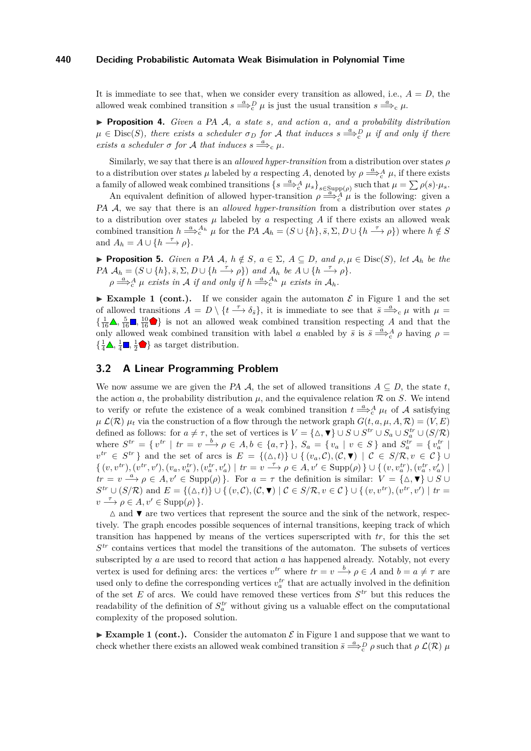It is immediate to see that, when we consider every transition as allowed, i.e., $A = D$, the allowed weak combined transition $s \overset{a}{\Longrightarrow}{}_{c}^{D} \mu$ is just the usual transition $s \overset{a}{\Longrightarrow}{}_{c} \mu$.

▶ **Proposition 4.** *Given a PA $\mathcal{A}$, a state $s$, and action $a$, and a probability distribution $\mu \in \mathrm{Disc}(S)$, there exists a scheduler $\sigma_D$ for $\mathcal{A}$ that induces $s \overset{a}{\Longrightarrow}{}_{c}^{D} \mu$ if and only if there exists a scheduler $\sigma$ for $\mathcal{A}$ that induces $s \overset{a}{\Longrightarrow}{}_{c} \mu$.*

Similarly, we say that there is an *allowed hyper-transition* from a distribution over states $\rho$ to a distribution over states $\mu$ labeled by $a$ respecting $A$, denoted by $\rho \overset{a}{\Longrightarrow}{}_{c}^{A} \mu$, if there exists a family of allowed weak combined transitions $\{s \overset{a}{\Longrightarrow}{}_{c}^{A} \mu_s\}_{s \in \mathrm{Supp}(\rho)}$ such that $\mu = \sum \rho(s) \cdot \mu_s$.

An equivalent definition of allowed hyper-transition $\rho \overset{a}{\Longrightarrow}{}_{c}^{A} \mu$ is the following: given a *PA* $\mathcal{A}$, we say that there is an *allowed hyper-transition* from a distribution over states $\rho$ to a distribution over states $\mu$ labeled by $a$ respecting $A$ if there exists an allowed weak combined transition $h \overset{a}{\Longrightarrow}{}_{c}^{A_h} \mu$ for the PA $\mathcal{A}_h = (S \cup \{h\}, \bar{s}, \Sigma, D \cup \{h \xrightarrow{\tau} \rho\})$ where $h \notin S$ and $A_h = A \cup \{h \xrightarrow{\tau} \rho\}$.

▶ **Proposition 5.** *Given a PA $\mathcal{A}$, $h \notin S$, $a \in \Sigma$, $A \subseteq D$, and $\rho, \mu \in \mathrm{Disc}(S)$, let $\mathcal{A}_h$ be the PA $\mathcal{A}_h = (S \cup \{h\}, \bar{s}, \Sigma, D \cup \{h \xrightarrow{\tau} \rho\})$ and $A_h$ be $A \cup \{h \xrightarrow{\tau} \rho\}$.*

*$\rho \overset{a}{\Longrightarrow}{}_{c}^{A} \mu$ exists in $\mathcal{A}$ if and only if $h \overset{a}{\Longrightarrow}{}_{c}^{A_h} \mu$ exists in $\mathcal{A}_h$.*

▶ **Example 1 (cont.).** If we consider again the automaton $\mathcal{E}$ in Figure 1 and the set of allowed transitions $A = D \setminus \{t \xrightarrow{\tau} \delta_{\bar{s}}\}$, it is immediate to see that $\bar{s} \overset{a}{\Longrightarrow}{}_{c} \mu$ with $\mu = \{\frac{1}{16}▲, \frac{5}{16}■, \frac{10}{16}⬟\}$ is not an allowed weak combined transition respecting $A$ and that the only allowed weak combined transition with label $a$ enabled by $\bar{s}$ is $\bar{s} \overset{a}{\Longrightarrow}{}_{c}^{A} \rho$ having $\rho = \{\frac{1}{4}▲, \frac{1}{4}■, \frac{1}{2}⬟\}$ as target distribution.

## 3.2 A Linear Programming Problem

We now assume we are given the *PA* $\mathcal{A}$, the set of allowed transitions $A \subseteq D$, the state $t$, the action $a$, the probability distribution $\mu$, and the equivalence relation $\mathcal{R}$ on $S$. We intend to verify or refute the existence of a weak combined transition $t \overset{a}{\Longrightarrow}{}_{c}^{A} \mu_t$ of $\mathcal{A}$ satisfying $\mu \; \mathcal{L}(\mathcal{R}) \; \mu_t$ via the construction of a flow through the network graph $G(t, a, \mu, A, \mathcal{R}) = (V, E)$ defined as follows: for $a \neq \tau$, the set of vertices is $V = \{\vartriangle, \blacktriangledown\} \cup S \cup S^{tr} \cup S_a \cup S_a^{tr} \cup (S/\mathcal{R})$ where $S^{tr} = \{\, v^{tr} \mid tr = v \xrightarrow{b} \rho \in A, b \in \{a, \tau\} \,\}$, $S_a = \{\, v_a \mid v \in S \,\}$ and $S_a^{tr} = \{\, v_a^{tr} \mid v^{tr} \in S^{tr} \,\}$ and the set of arcs is $E = \{(\vartriangle, t)\} \cup \{\, (v_a, \mathcal{C}), (\mathcal{C}, \blacktriangledown) \mid \mathcal{C} \in S/\mathcal{R}, v \in \mathcal{C} \,\} \cup \{\, (v, v^{tr}), (v^{tr}, v'), (v_a, v_a^{tr}), (v_a^{tr}, v'_a) \mid tr = v \xrightarrow{\tau} \rho \in A, v' \in \mathrm{Supp}(\rho) \,\} \cup \{\, (v, v_a^{tr}), (v_a^{tr}, v'_a) \mid tr = v \xrightarrow{a} \rho \in A, v' \in \mathrm{Supp}(\rho) \,\}$. For $a = \tau$ the definition is similar: $V = \{\vartriangle, \blacktriangledown\} \cup S \cup S^{tr} \cup (S/\mathcal{R})$ and $E = \{(\vartriangle, t)\} \cup \{\, (v, \mathcal{C}), (\mathcal{C}, \blacktriangledown) \mid \mathcal{C} \in S/\mathcal{R}, v \in \mathcal{C} \,\} \cup \{\, (v, v^{tr}), (v^{tr}, v') \mid tr = v \xrightarrow{\tau} \rho \in A, v' \in \mathrm{Supp}(\rho) \,\}$.

$\vartriangle$ and $\blacktriangledown$ are two vertices that represent the source and the sink of the network, respectively. The graph encodes possible sequences of internal transitions, keeping track of which transition has happened by means of the vertices superscripted with $tr$, for this the set $S^{tr}$ contains vertices that model the transitions of the automaton. The subsets of vertices subscripted by $a$ are used to record that action $a$ has happened already. Notably, not every vertex is used for defining arcs: the vertices $v^{tr}$ where $tr = v \xrightarrow{b} \rho \in A$ and $b = a \neq \tau$ are used only to define the corresponding vertices $v_a^{tr}$ that are actually involved in the definition of the set $E$ of arcs. We could have removed these vertices from $S^{tr}$ but this reduces the readability of the definition of $S_a^{tr}$ without giving us a valuable effect on the computational complexity of the proposed solution.

▶ **Example 1 (cont.).** Consider the automaton $\mathcal{E}$ in Figure 1 and suppose that we want to check whether there exists an allowed weak combined transition $\bar{s} \overset{a}{\Longrightarrow}{}_{c}^{D} \rho$ such that $\rho \; \mathcal{L}(\mathcal{R}) \; \mu$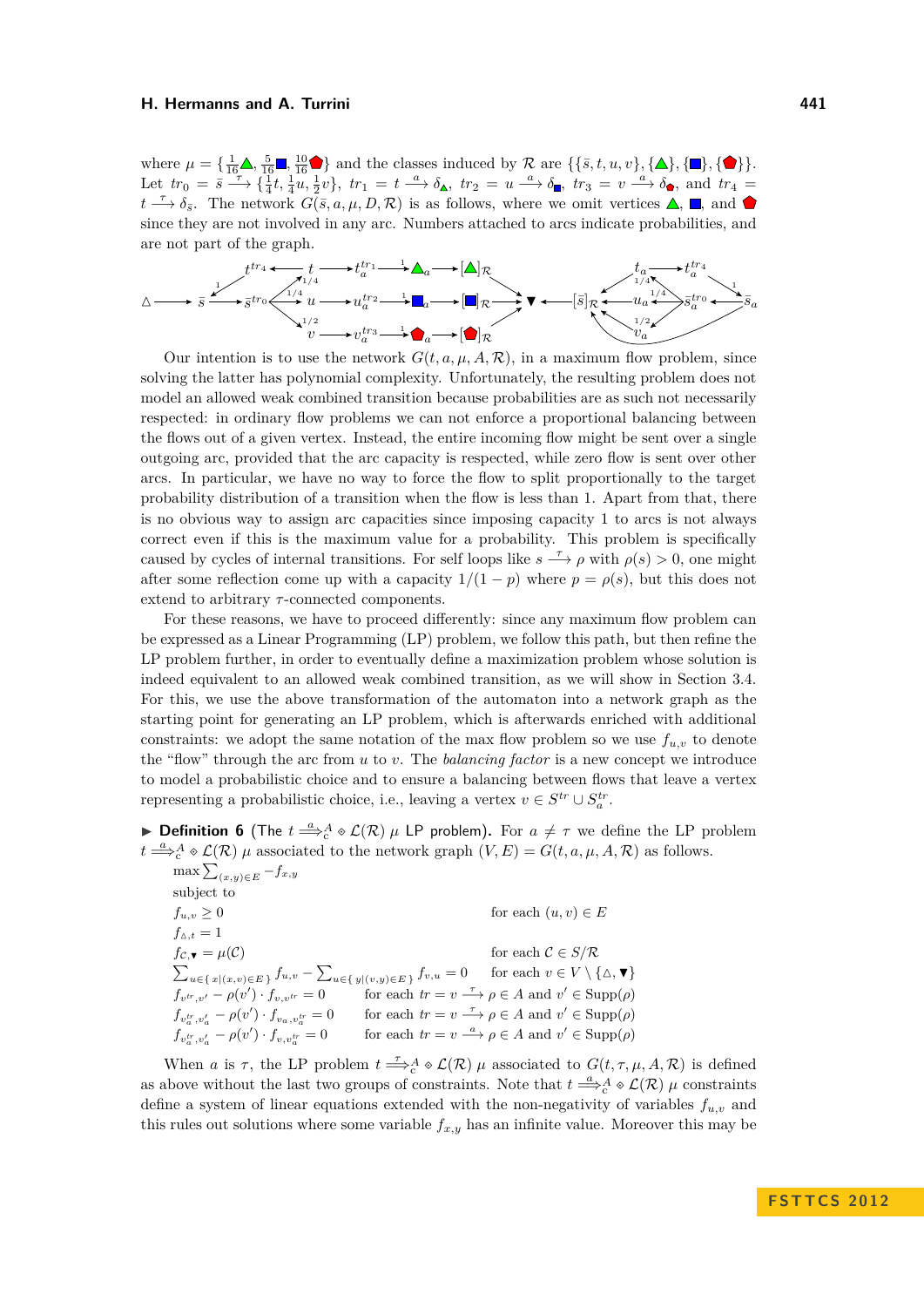where $\mu = \{\frac{1}{16}▲, \frac{5}{16}■, \frac{10}{16}⬟\}$ and the classes induced by $\mathcal{R}$ are $\{\{\bar{s}, t, u, v\}, \{▲\}, \{■\}, \{⬟\}\}$. Let $tr_0 = \bar{s} \xrightarrow{\tau} \{\frac{1}{4}t, \frac{1}{4}u, \frac{1}{2}v\}$, $tr_1 = t \xrightarrow{a} \delta_{▲}$, $tr_2 = u \xrightarrow{a} \delta_{■}$, $tr_3 = v \xrightarrow{a} \delta_{⬟}$, and $tr_4 = t \xrightarrow{\tau} \delta_{\bar{s}}$. The network $G(\bar{s}, a, \mu, D, \mathcal{R})$ is as follows, where we omit vertices ▲, ■, and ⬟ since they are not involved in any arc. Numbers attached to arcs indicate probabilities, and are not part of the graph.

Our intention is to use the network $G(t, a, \mu, A, \mathcal{R})$, in a maximum flow problem, since solving the latter has polynomial complexity. Unfortunately, the resulting problem does not model an allowed weak combined transition because probabilities are as such not necessarily respected: in ordinary flow problems we can not enforce a proportional balancing between the flows out of a given vertex. Instead, the entire incoming flow might be sent over a single outgoing arc, provided that the arc capacity is respected, while zero flow is sent over other arcs. In particular, we have no way to force the flow to split proportionally to the target probability distribution of a transition when the flow is less than 1. Apart from that, there is no obvious way to assign arc capacities since imposing capacity 1 to arcs is not always correct even if this is the maximum value for a probability. This problem is specifically caused by cycles of internal transitions. For self loops like $s \xrightarrow{\tau} \rho$ with $\rho(s) > 0$, one might after some reflection come up with a capacity $1/(1-p)$ where $p = \rho(s)$, but this does not extend to arbitrary $\tau$-connected components.

For these reasons, we have to proceed differently: since any maximum flow problem can be expressed as a Linear Programming (LP) problem, we follow this path, but then refine the LP problem further, in order to eventually define a maximization problem whose solution is indeed equivalent to an allowed weak combined transition, as we will show in Section 3.4. For this, we use the above transformation of the automaton into a network graph as the starting point for generating an LP problem, which is afterwards enriched with additional constraints: we adopt the same notation of the max flow problem so we use $f_{u,v}$ to denote the "flow" through the arc from $u$ to $v$. The *balancing factor* is a new concept we introduce to model a probabilistic choice and to ensure a balancing between flows that leave a vertex representing a probabilistic choice, i.e., leaving a vertex $v \in S^{tr} \cup S^{tr}_a$.

▶ **Definition 6** (The $t \overset{a}{\Longrightarrow}{}^{A}_{c} \diamond \mathcal{L}(\mathcal{R})\ \mu$ LP problem)**.** For $a \neq \tau$ we define the LP problem $t \overset{a}{\Longrightarrow}{}^{A}_{c} \diamond \mathcal{L}(\mathcal{R})\ \mu$ associated to the network graph $(V, E) = G(t, a, \mu, A, \mathcal{R})$ as follows.

$$\max \sum_{(x,y)\in E} -f_{x,y}$$

subject to

| | |
|---|---|
| $f_{u,v} \geq 0$ | for each $(u,v) \in E$ |
| $f_{\vartriangle,t} = 1$ | |
| $f_{\mathcal{C},▼} = \mu(\mathcal{C})$ | for each $\mathcal{C} \in S/\mathcal{R}$ |
| $\sum_{u\in\{x \mid (x,v)\in E\}} f_{u,v} - \sum_{u\in\{y \mid (v,y)\in E\}} f_{v,u} = 0$ | for each $v \in V \setminus \{\vartriangle, ▼\}$ |
| $f_{v^{tr},v'} - \rho(v') \cdot f_{v,v^{tr}} = 0$ | for each $tr = v \xrightarrow{\tau} \rho \in A$ and $v' \in \mathrm{Supp}(\rho)$ |
| $f_{v^{tr}_a,v'_a} - \rho(v') \cdot f_{v_a,v^{tr}_a} = 0$ | for each $tr = v \xrightarrow{\tau} \rho \in A$ and $v' \in \mathrm{Supp}(\rho)$ |
| $f_{v^{tr}_a,v'_a} - \rho(v') \cdot f_{v,v^{tr}_a} = 0$ | for each $tr = v \xrightarrow{a} \rho \in A$ and $v' \in \mathrm{Supp}(\rho)$ |

When $a$ is $\tau$, the LP problem $t \overset{\tau}{\Longrightarrow}{}^{A}_{c} \diamond \mathcal{L}(\mathcal{R})\ \mu$ associated to $G(t, \tau, \mu, A, \mathcal{R})$ is defined as above without the last two groups of constraints. Note that $t \overset{a}{\Longrightarrow}{}^{A}_{c} \diamond \mathcal{L}(\mathcal{R})\ \mu$ constraints define a system of linear equations extended with the non-negativity of variables $f_{u,v}$ and this rules out solutions where some variable $f_{x,y}$ has an infinite value. Moreover this may be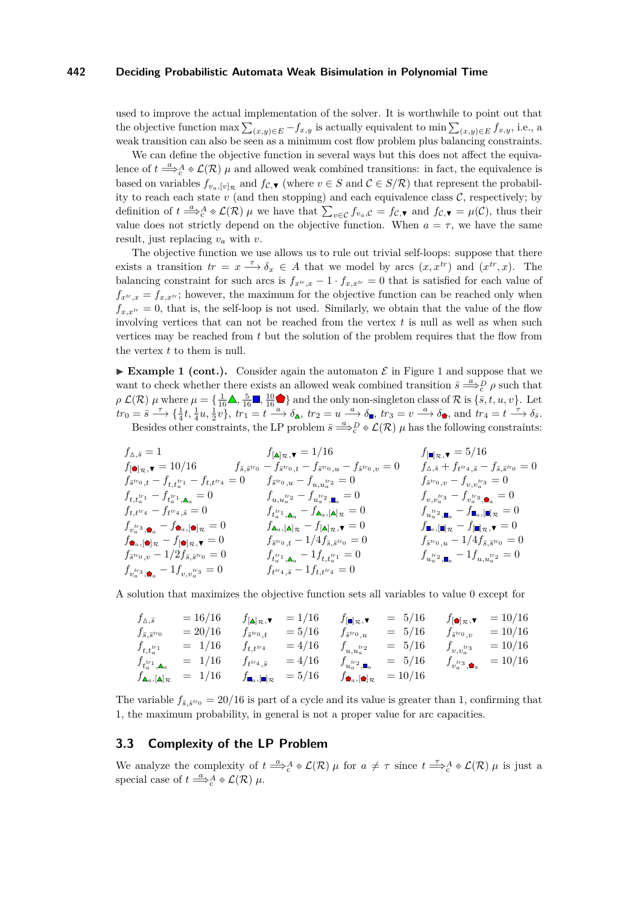used to improve the actual implementation of the solver. It is worthwhile to point out that the objective function $\max \sum_{(x,y)\in E} -f_{x,y}$ is actually equivalent to $\min \sum_{(x,y)\in E} f_{x,y}$, i.e., a weak transition can also be seen as a minimum cost flow problem plus balancing constraints.

We can define the objective function in several ways but this does not affect the equivalence of $t \overset{a}{\Longrightarrow}{}^{A}_{c} \diamond \mathcal{L}(\mathcal{R})\ \mu$ and allowed weak combined transitions: in fact, the equivalence is based on variables $f_{v_a,[v]_\mathcal{R}}$ and $f_{\mathcal{C},\blacktriangledown}$ (where $v \in S$ and $\mathcal{C} \in S/\mathcal{R}$) that represent the probability to reach each state $v$ (and then stopping) and each equivalence class $\mathcal{C}$, respectively; by definition of $t \overset{a}{\Longrightarrow}{}^{A}_{c} \diamond \mathcal{L}(\mathcal{R})\ \mu$ we have that $\sum_{v\in\mathcal{C}} f_{v_a,\mathcal{C}} = f_{\mathcal{C},\blacktriangledown}$ and $f_{\mathcal{C},\blacktriangledown} = \mu(\mathcal{C})$, thus their value does not strictly depend on the objective function. When $a = \tau$, we have the same result, just replacing $v_a$ with $v$.

The objective function we use allows us to rule out trivial self-loops: suppose that there exists a transition $tr = x \xrightarrow{\tau} \delta_x \in A$ that we model by arcs $(x, x^{tr})$ and $(x^{tr}, x)$. The balancing constraint for such arcs is $f_{x^{tr},x} - 1 \cdot f_{x,x^{tr}} = 0$ that is satisfied for each value of $f_{x^{tr},x} = f_{x,x^{tr}}$; however, the maximum for the objective function can be reached only when $f_{x,x^{tr}} = 0$, that is, the self-loop is not used. Similarly, we obtain that the value of the flow involving vertices that can not be reached from the vertex $t$ is null as well as when such vertices may be reached from $t$ but the solution of the problem requires that the flow from the vertex $t$ to them is null.

▶ **Example 1 (cont.).** Consider again the automaton $\mathcal{E}$ in Figure 1 and suppose that we want to check whether there exists an allowed weak combined transition $\bar{s} \overset{a}{\Longrightarrow}{}^{D}_{c} \rho$ such that $\rho\ \mathcal{L}(\mathcal{R})\ \mu$ where $\mu = \{\frac{1}{16}▲, \frac{5}{16}■, \frac{10}{16}⬟\}$ and the only non-singleton class of $\mathcal{R}$ is $\{\bar{s}, t, u, v\}$. Let $tr_0 = \bar{s} \xrightarrow{\tau} \{\frac{1}{4}t, \frac{1}{4}u, \frac{1}{2}v\}$, $tr_1 = t \xrightarrow{a} \delta_▲$, $tr_2 = u \xrightarrow{a} \delta_■$, $tr_3 = v \xrightarrow{a} \delta_⬟$, and $tr_4 = t \xrightarrow{\tau} \delta_{\bar{s}}$.

Besides other constraints, the LP problem $\bar{s} \overset{a}{\Longrightarrow}{}^{D}_{c} \diamond \mathcal{L}(\mathcal{R})\ \mu$ has the following constraints:

$$
\begin{array}{lll}
f_{\triangle,\bar{s}} = 1 & f_{[▲]_\mathcal{R},\blacktriangledown} = 1/16 & f_{[■]_\mathcal{R},\blacktriangledown} = 5/16 \\
f_{[⬟]_\mathcal{R},\blacktriangledown} = 10/16 & f_{\bar{s},\bar{s}^{tr_0}} - f_{\bar{s}^{tr_0},t} - f_{\bar{s}^{tr_0},u} - f_{\bar{s}^{tr_0},v} = 0 & f_{\triangle,\bar{s}} + f_{t^{tr_4},\bar{s}} - f_{\bar{s},\bar{s}^{tr_0}} = 0 \\
f_{\bar{s}^{tr_0},t} - f_{t,t_a^{tr_1}} - f_{t,t^{tr_4}} = 0 & f_{\bar{s}^{tr_0},u} - f_{u,u_a^{tr_2}} = 0 & f_{\bar{s}^{tr_0},v} - f_{v,v_a^{tr_3}} = 0 \\
f_{t,t_a^{tr_1}} - f_{t_a^{tr_1},▲_a} = 0 & f_{u,u_a^{tr_2}} - f_{u_a^{tr_2},■_a} = 0 & f_{v,v_a^{tr_3}} - f_{v_a^{tr_3},⬟_a} = 0 \\
f_{t,t^{tr_4}} - f_{t^{tr_4},\bar{s}} = 0 & f_{t_a^{tr_1},▲_a} - f_{▲_a,[▲]_\mathcal{R}} = 0 & f_{u_a^{tr_2},■_a} - f_{■_a,[■]_\mathcal{R}} = 0 \\
f_{v_a^{tr_3},⬟_a} - f_{⬟_a,[⬟]_\mathcal{R}} = 0 & f_{▲_a,[▲]_\mathcal{R}} - f_{[▲]_\mathcal{R},\blacktriangledown} = 0 & f_{■_a,[■]_\mathcal{R}} - f_{[■]_\mathcal{R},\blacktriangledown} = 0 \\
f_{⬟_a,[⬟]_\mathcal{R}} - f_{[⬟]_\mathcal{R},\blacktriangledown} = 0 & f_{\bar{s}^{tr_0},t} - 1/4 f_{\bar{s},\bar{s}^{tr_0}} = 0 & f_{\bar{s}^{tr_0},u} - 1/4 f_{\bar{s},\bar{s}^{tr_0}} = 0 \\
f_{\bar{s}^{tr_0},v} - 1/2 f_{\bar{s},\bar{s}^{tr_0}} = 0 & f_{t_a^{tr_1},▲_a} - 1 f_{t,t_a^{tr_1}} = 0 & f_{u_a^{tr_2},■_a} - 1 f_{u,u_a^{tr_2}} = 0 \\
f_{v_a^{tr_3},⬟_a} - 1 f_{v,v_a^{tr_3}} = 0 & f_{t^{tr_4},\bar{s}} - 1 f_{t,t^{tr_4}} = 0 &
\end{array}
$$

A solution that maximizes the objective function sets all variables to value 0 except for

$$
\begin{array}{llll}
f_{\triangle,\bar{s}} = 16/16 & f_{[▲]_\mathcal{R},\blacktriangledown} = 1/16 & f_{[■]_\mathcal{R},\blacktriangledown} = 5/16 & f_{[⬟]_\mathcal{R},\blacktriangledown} = 10/16 \\
f_{\bar{s},\bar{s}^{tr_0}} = 20/16 & f_{\bar{s}^{tr_0},t} = 5/16 & f_{\bar{s}^{tr_0},u} = 5/16 & f_{\bar{s}^{tr_0},v} = 10/16 \\
f_{t,t_a^{tr_1}} = 1/16 & f_{t,t^{tr_4}} = 4/16 & f_{u,u_a^{tr_2}} = 5/16 & f_{v,v_a^{tr_3}} = 10/16 \\
f_{t_a^{tr_1},▲_a} = 1/16 & f_{t^{tr_4},\bar{s}} = 4/16 & f_{u_a^{tr_2},■_a} = 5/16 & f_{v_a^{tr_3},⬟_a} = 10/16 \\
f_{▲_a,[▲]_\mathcal{R}} = 1/16 & f_{■_a,[■]_\mathcal{R}} = 5/16 & f_{⬟_a,[⬟]_\mathcal{R}} = 10/16 &
\end{array}
$$

The variable $f_{\bar{s},\bar{s}^{tr_0}} = 20/16$ is part of a cycle and its value is greater than 1, confirming that 1, the maximum probability, in general is not a proper value for arc capacities.

## 3.3 Complexity of the LP Problem

We analyze the complexity of $t \overset{a}{\Longrightarrow}{}^{A}_{c} \diamond \mathcal{L}(\mathcal{R})\ \mu$ for $a \neq \tau$ since $t \overset{\tau}{\Longrightarrow}{}^{A}_{c} \diamond \mathcal{L}(\mathcal{R})\ \mu$ is just a special case of $t \overset{a}{\Longrightarrow}{}^{A}_{c} \diamond \mathcal{L}(\mathcal{R})\ \mu$.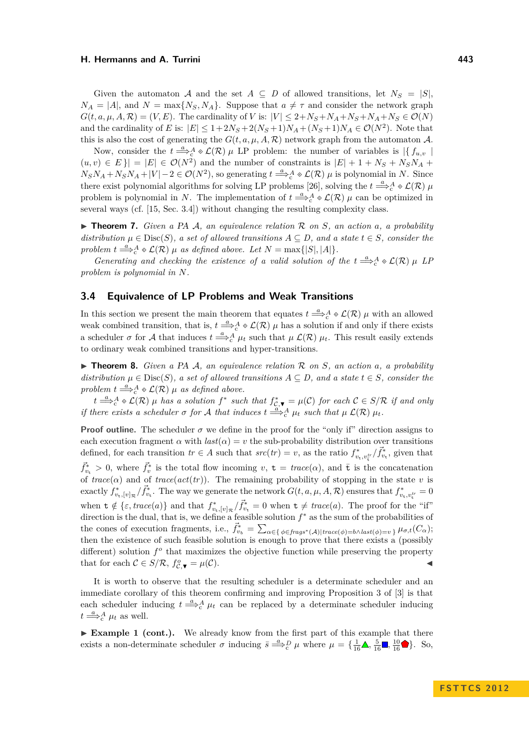Given the automaton $\mathcal{A}$ and the set $A \subseteq D$ of allowed transitions, let $N_S = |S|$, $N_A = |A|$, and $N = \max\{N_S, N_A\}$. Suppose that $a \neq \tau$ and consider the network graph $G(t, a, \mu, A, \mathcal{R}) = (V, E)$. The cardinality of $V$ is: $|V| \leq 2+N_S+N_A+N_S+N_A+N_S \in \mathcal{O}(N)$ and the cardinality of $E$ is: $|E| \leq 1+2N_S+2(N_S+1)N_A+(N_S+1)N_A \in \mathcal{O}(N^2)$. Note that this is also the cost of generating the $G(t, a, \mu, A, \mathcal{R})$ network graph from the automaton $\mathcal{A}$.

Now, consider the $t \overset{a}{\Longrightarrow}{}^{A}_{c} \diamond \mathcal{L}(\mathcal{R})\ \mu$ LP problem: the number of variables is $|\{ f_{u,v} \mid (u, v) \in E\}| = |E| \in \mathcal{O}(N^2)$ and the number of constraints is $|E| + 1 + N_S + N_S N_A + N_S N_A + N_S N_A + |V| - 2 \in \mathcal{O}(N^2)$, so generating $t \overset{a}{\Longrightarrow}{}^{A}_{c} \diamond \mathcal{L}(\mathcal{R})\ \mu$ is polynomial in $N$. Since there exist polynomial algorithms for solving LP problems [26], solving the $t \overset{a}{\Longrightarrow}{}^{A}_{c} \diamond \mathcal{L}(\mathcal{R})\ \mu$ problem is polynomial in $N$. The implementation of $t \overset{a}{\Longrightarrow}{}^{A}_{c} \diamond \mathcal{L}(\mathcal{R})\ \mu$ can be optimized in several ways (cf. [15, Sec. 3.4]) without changing the resulting complexity class.

▶ **Theorem 7.** *Given a PA $\mathcal{A}$, an equivalence relation $\mathcal{R}$ on $S$, an action $a$, a probability distribution $\mu \in \mathrm{Disc}(S)$, a set of allowed transitions $A \subseteq D$, and a state $t \in S$, consider the problem $t \overset{a}{\Longrightarrow}{}^{A}_{c} \diamond \mathcal{L}(\mathcal{R})\ \mu$ as defined above. Let $N = \max\{|S|, |A|\}$.*

*Generating and checking the existence of a valid solution of the $t \overset{a}{\Longrightarrow}{}^{A}_{c} \diamond \mathcal{L}(\mathcal{R})\ \mu$ LP problem is polynomial in $N$.*

## 3.4 Equivalence of LP Problems and Weak Transitions

In this section we present the main theorem that equates $t \overset{a}{\Longrightarrow}{}^{A}_{c} \diamond \mathcal{L}(\mathcal{R})\ \mu$ with an allowed weak combined transition, that is, $t \overset{a}{\Longrightarrow}{}^{A}_{c} \diamond \mathcal{L}(\mathcal{R})\ \mu$ has a solution if and only if there exists a scheduler $\sigma$ for $\mathcal{A}$ that induces $t \overset{a}{\Longrightarrow}{}^{A}_{c}\ \mu_t$ such that $\mu\ \mathcal{L}(\mathcal{R})\ \mu_t$. This result easily extends to ordinary weak combined transitions and hyper-transitions.

▶ **Theorem 8.** *Given a PA $\mathcal{A}$, an equivalence relation $\mathcal{R}$ on $S$, an action $a$, a probability distribution $\mu \in \mathrm{Disc}(S)$, a set of allowed transitions $A \subseteq D$, and a state $t \in S$, consider the problem $t \overset{a}{\Longrightarrow}{}^{A}_{c} \diamond \mathcal{L}(\mathcal{R})\ \mu$ as defined above.*

*$t \overset{a}{\Longrightarrow}{}^{A}_{c} \diamond \mathcal{L}(\mathcal{R})\ \mu$ has a solution $f^*$ such that $f^*_{\mathcal{C},\blacktriangledown} = \mu(\mathcal{C})$ for each $\mathcal{C} \in S/\mathcal{R}$ if and only if there exists a scheduler $\sigma$ for $\mathcal{A}$ that induces $t \overset{a}{\Longrightarrow}{}^{A}_{c}\ \mu_t$ such that $\mu\ \mathcal{L}(\mathcal{R})\ \mu_t$.*

**Proof outline.** The scheduler $\sigma$ we define in the proof for the "only if" direction assigns to each execution fragment $\alpha$ with $last(\alpha) = v$ the sub-probability distribution over transitions defined, for each transition $tr \in A$ such that $src(tr) = v$, as the ratio $f^*_{v_{\mathtt{t}}, v^{tr}_{\bar{\mathtt{t}}}} / \vec{f}^*_{v_{\mathtt{t}}}$, given that $\vec{f}^*_{v_{\mathtt{t}}} > 0$, where $\vec{f}^*_v$ is the total flow incoming $v$, $\mathtt{t} = trace(\alpha)$, and $\bar{\mathtt{t}}$ is the concatenation of $trace(\alpha)$ and of $trace(act(tr))$. The remaining probability of stopping in the state $v$ is exactly $f^*_{v_{\mathtt{t}}, [v]_{\mathcal{R}}} / \vec{f}^*_{v_{\mathtt{t}}}$. The way we generate the network $G(t, a, \mu, A, \mathcal{R})$ ensures that $f^*_{v_{\mathtt{t}}, v^{tr}_{\mathtt{t}}} = 0$ when $\mathtt{t} \notin \{\varepsilon, trace(a)\}$ and that $f^*_{v_{\mathtt{t}}, [v]_{\mathcal{R}}} / \vec{f}^*_{v_{\mathtt{t}}} = 0$ when $\mathtt{t} \neq trace(a)$. The proof for the "if" direction is the dual, that is, we define a feasible solution $f^*$ as the sum of the probabilities of the cones of execution fragments, i.e., $\vec{f}^*_{v_b} = \sum_{\alpha \in \{\phi \in frags^*(\mathcal{A}) \mid trace(\phi) = b \wedge last(\phi) = v\}} \mu_{\sigma,t}(C_\alpha)$; then the existence of such feasible solution is enough to prove that there exists a (possibly different) solution $f^o$ that maximizes the objective function while preserving the property that for each $\mathcal{C} \in S/\mathcal{R}$, $f^o_{\mathcal{C},\blacktriangledown} = \mu(\mathcal{C})$. ◀

It is worth to observe that the resulting scheduler is a determinate scheduler and an immediate corollary of this theorem confirming and improving Proposition 3 of [3] is that each scheduler inducing $t \overset{a}{\Longrightarrow}{}^{A}_{c}\ \mu_t$ can be replaced by a determinate scheduler inducing $t \overset{a}{\Longrightarrow}{}^{A}_{c}\ \mu_t$ as well.

▶ **Example 1 (cont.).** We already know from the first part of this example that there exists a non-determinate scheduler $\sigma$ inducing $\bar{s} \overset{a}{\Longrightarrow}{}^{D}_{c}\ \mu$ where $\mu = \{\frac{1}{16}▲, \frac{5}{16}■, \frac{10}{16}⬟\}$. So,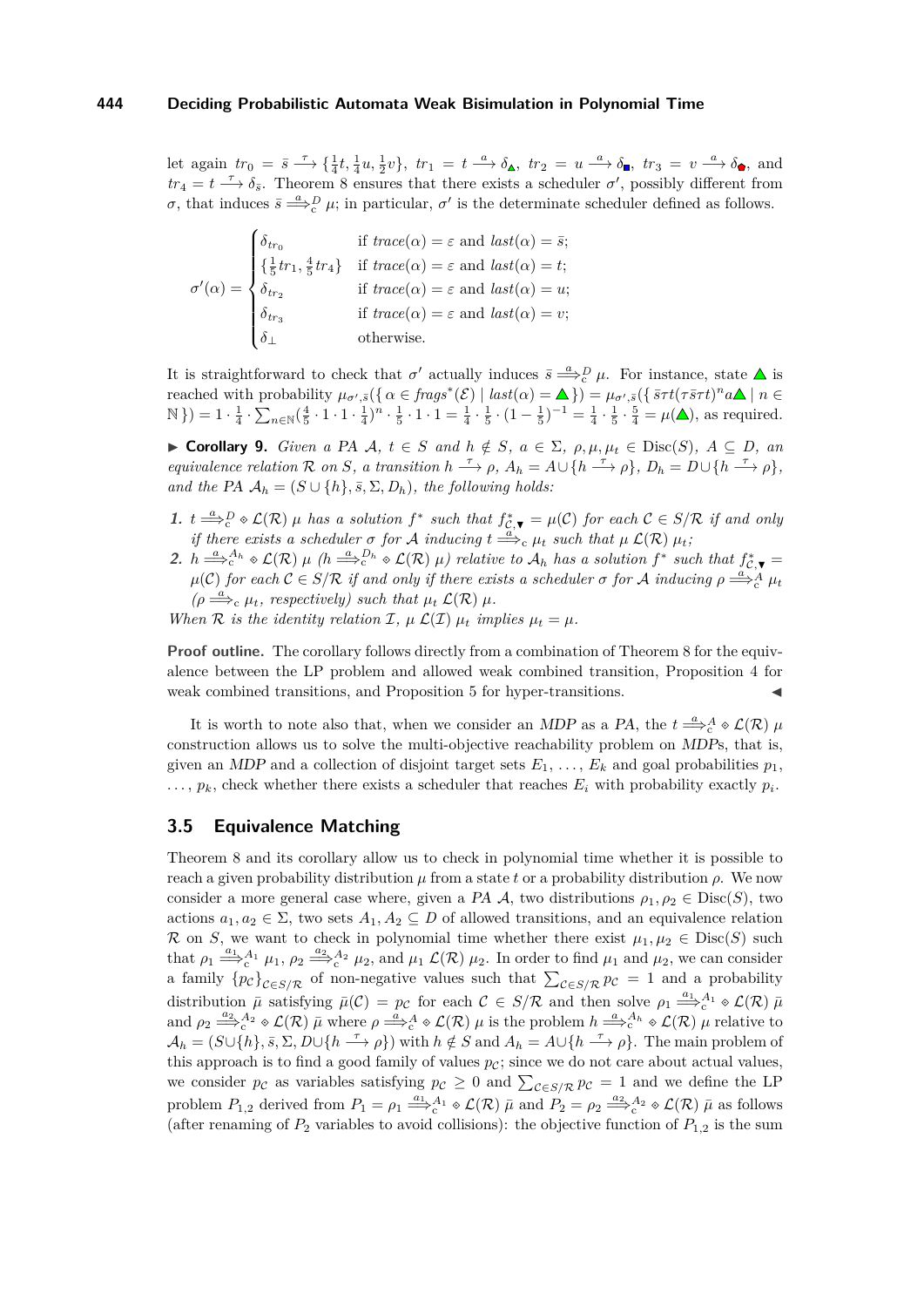let again $tr_0 = \bar{s} \xrightarrow{\tau} \{\frac{1}{4}t, \frac{1}{4}u, \frac{1}{2}v\}$, $tr_1 = t \xrightarrow{a} \delta_{\blacktriangle}$, $tr_2 = u \xrightarrow{a} \delta_{\blacksquare}$, $tr_3 = v \xrightarrow{a} \delta_{\pentagon}$, and $tr_4 = t \xrightarrow{\tau} \delta_{\bar{s}}$. Theorem 8 ensures that there exists a scheduler $\sigma'$, possibly different from $\sigma$, that induces $\bar{s} \overset{a}{\Longrightarrow}{}^{D}_{\mathrm{c}} \mu$; in particular, $\sigma'$ is the determinate scheduler defined as follows.

$$\sigma'(\alpha) = \begin{cases} \delta_{tr_0} & \text{if } \mathit{trace}(\alpha) = \varepsilon \text{ and } \mathit{last}(\alpha) = \bar{s}; \\ \{\frac{1}{5}tr_1, \frac{4}{5}tr_4\} & \text{if } \mathit{trace}(\alpha) = \varepsilon \text{ and } \mathit{last}(\alpha) = t; \\ \delta_{tr_2} & \text{if } \mathit{trace}(\alpha) = \varepsilon \text{ and } \mathit{last}(\alpha) = u; \\ \delta_{tr_3} & \text{if } \mathit{trace}(\alpha) = \varepsilon \text{ and } \mathit{last}(\alpha) = v; \\ \delta_{\perp} & \text{otherwise.} \end{cases}$$

It is straightforward to check that $\sigma'$ actually induces $\bar{s} \overset{a}{\Longrightarrow}{}^{D}_{\mathrm{c}} \mu$. For instance, state $\blacktriangle$ is reached with probability $\mu_{\sigma',\bar{s}}(\{\, \alpha \in \mathit{frags}^*(\mathcal{E}) \mid \mathit{last}(\alpha) = \blacktriangle \,\}) = \mu_{\sigma',\bar{s}}(\{\, \bar{s}\tau t(\tau\bar{s}\tau t)^n a \blacktriangle \mid n \in \mathbb{N} \,\}) = 1 \cdot \frac{1}{4} \cdot \sum_{n\in\mathbb{N}}(\frac{4}{5} \cdot 1 \cdot 1 \cdot \frac{1}{4})^n \cdot \frac{1}{5} \cdot 1 \cdot 1 = \frac{1}{4} \cdot \frac{1}{5} \cdot (1 - \frac{1}{5})^{-1} = \frac{1}{4} \cdot \frac{1}{5} \cdot \frac{5}{4} = \mu(\blacktriangle)$, as required.

► **Corollary 9.** *Given a PA $\mathcal{A}$, $t \in S$ and $h \notin S$, $a \in \Sigma$, $\rho, \mu, \mu_t \in \mathrm{Disc}(S)$, $A \subseteq D$, an equivalence relation $\mathcal{R}$ on $S$, a transition $h \xrightarrow{\tau} \rho$, $A_h = A \cup \{h \xrightarrow{\tau} \rho\}$, $D_h = D \cup \{h \xrightarrow{\tau} \rho\}$, and the PA $\mathcal{A}_h = (S \cup \{h\}, \bar{s}, \Sigma, D_h)$, the following holds:*

1. *$t \overset{a}{\Longrightarrow}{}^{D}_{\mathrm{c}} \diamond \mathcal{L}(\mathcal{R})\ \mu$ has a solution $f^*$ such that $f^*_{\mathcal{C},\blacktriangledown} = \mu(\mathcal{C})$ for each $\mathcal{C} \in S/\mathcal{R}$ if and only if there exists a scheduler $\sigma$ for $\mathcal{A}$ inducing $t \overset{a}{\Longrightarrow}_{\mathrm{c}} \mu_t$ such that $\mu\ \mathcal{L}(\mathcal{R})\ \mu_t$;*
2. *$h \overset{a}{\Longrightarrow}{}^{A_h}_{\mathrm{c}} \diamond \mathcal{L}(\mathcal{R})\ \mu$ ($h \overset{a}{\Longrightarrow}{}^{D_h}_{\mathrm{c}} \diamond \mathcal{L}(\mathcal{R})\ \mu$) relative to $\mathcal{A}_h$ has a solution $f^*$ such that $f^*_{\mathcal{C},\blacktriangledown} = \mu(\mathcal{C})$ for each $\mathcal{C} \in S/\mathcal{R}$ if and only if there exists a scheduler $\sigma$ for $\mathcal{A}$ inducing $\rho \overset{a}{\Longrightarrow}{}^{A}_{\mathrm{c}} \mu_t$ ($\rho \overset{a}{\Longrightarrow}_{\mathrm{c}} \mu_t$, respectively) such that $\mu_t\ \mathcal{L}(\mathcal{R})\ \mu$.*

*When $\mathcal{R}$ is the identity relation $\mathcal{I}$, $\mu\ \mathcal{L}(\mathcal{I})\ \mu_t$ implies $\mu_t = \mu$.*

**Proof outline.** The corollary follows directly from a combination of Theorem 8 for the equivalence between the LP problem and allowed weak combined transition, Proposition 4 for weak combined transitions, and Proposition 5 for hyper-transitions. ◄

It is worth to note also that, when we consider an *MDP* as a *PA*, the $t \overset{a}{\Longrightarrow}{}^{A}_{\mathrm{c}} \diamond \mathcal{L}(\mathcal{R})\ \mu$ construction allows us to solve the multi-objective reachability problem on *MDP*s, that is, given an *MDP* and a collection of disjoint target sets $E_1, \dots, E_k$ and goal probabilities $p_1$, $\dots, p_k$, check whether there exists a scheduler that reaches $E_i$ with probability exactly $p_i$.

## 3.5 Equivalence Matching

Theorem 8 and its corollary allow us to check in polynomial time whether it is possible to reach a given probability distribution $\mu$ from a state $t$ or a probability distribution $\rho$. We now consider a more general case where, given a *PA* $\mathcal{A}$, two distributions $\rho_1, \rho_2 \in \mathrm{Disc}(S)$, two actions $a_1, a_2 \in \Sigma$, two sets $A_1, A_2 \subseteq D$ of allowed transitions, and an equivalence relation $\mathcal{R}$ on $S$, we want to check in polynomial time whether there exist $\mu_1, \mu_2 \in \mathrm{Disc}(S)$ such that $\rho_1 \overset{a_1}{\Longrightarrow}{}^{A_1}_{\mathrm{c}} \mu_1$, $\rho_2 \overset{a_2}{\Longrightarrow}{}^{A_2}_{\mathrm{c}} \mu_2$, and $\mu_1\ \mathcal{L}(\mathcal{R})\ \mu_2$. In order to find $\mu_1$ and $\mu_2$, we can consider a family $\{p_{\mathcal{C}}\}_{\mathcal{C}\in S/\mathcal{R}}$ of non-negative values such that $\sum_{\mathcal{C}\in S/\mathcal{R}} p_{\mathcal{C}} = 1$ and a probability distribution $\bar{\mu}$ satisfying $\bar{\mu}(\mathcal{C}) = p_{\mathcal{C}}$ for each $\mathcal{C} \in S/\mathcal{R}$ and then solve $\rho_1 \overset{a_1}{\Longrightarrow}{}^{A_1}_{\mathrm{c}} \diamond \mathcal{L}(\mathcal{R})\ \bar{\mu}$ and $\rho_2 \overset{a_2}{\Longrightarrow}{}^{A_2}_{\mathrm{c}} \diamond \mathcal{L}(\mathcal{R})\ \bar{\mu}$ where $\rho \overset{a}{\Longrightarrow}{}^{A}_{\mathrm{c}} \diamond \mathcal{L}(\mathcal{R})\ \mu$ is the problem $h \overset{a}{\Longrightarrow}{}^{A_h}_{\mathrm{c}} \diamond \mathcal{L}(\mathcal{R})\ \mu$ relative to $\mathcal{A}_h = (S \cup \{h\}, \bar{s}, \Sigma, D \cup \{h \xrightarrow{\tau} \rho\})$ with $h \notin S$ and $A_h = A \cup \{h \xrightarrow{\tau} \rho\}$. The main problem of this approach is to find a good family of values $p_{\mathcal{C}}$; since we do not care about actual values, we consider $p_{\mathcal{C}}$ as variables satisfying $p_{\mathcal{C}} \geq 0$ and $\sum_{\mathcal{C}\in S/\mathcal{R}} p_{\mathcal{C}} = 1$ and we define the LP problem $P_{1,2}$ derived from $P_1 = \rho_1 \overset{a_1}{\Longrightarrow}{}^{A_1}_{\mathrm{c}} \diamond \mathcal{L}(\mathcal{R})\ \bar{\mu}$ and $P_2 = \rho_2 \overset{a_2}{\Longrightarrow}{}^{A_2}_{\mathrm{c}} \diamond \mathcal{L}(\mathcal{R})\ \bar{\mu}$ as follows (after renaming of $P_2$ variables to avoid collisions): the objective function of $P_{1,2}$ is the sum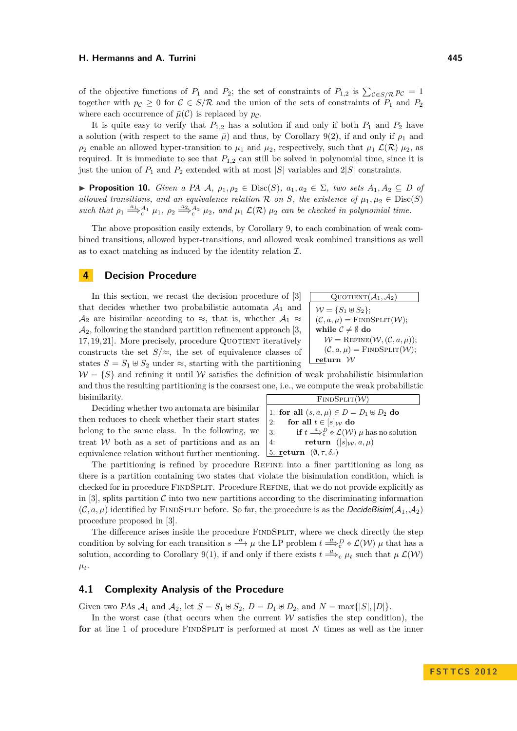of the objective functions of $P_1$ and $P_2$; the set of constraints of $P_{1,2}$ is $\sum_{\mathcal{C} \in S/\mathcal{R}} p_{\mathcal{C}} = 1$ together with $p_{\mathcal{C}} \geq 0$ for $\mathcal{C} \in S/\mathcal{R}$ and the union of the sets of constraints of $P_1$ and $P_2$ where each occurrence of $\bar{\mu}(\mathcal{C})$ is replaced by $p_{\mathcal{C}}$.

It is quite easy to verify that $P_{1,2}$ has a solution if and only if both $P_1$ and $P_2$ have a solution (with respect to the same $\bar{\mu}$) and thus, by Corollary 9(2), if and only if $\rho_1$ and $\rho_2$ enable an allowed hyper-transition to $\mu_1$ and $\mu_2$, respectively, such that $\mu_1 \ \mathcal{L}(\mathcal{R}) \ \mu_2$, as required. It is immediate to see that $P_{1,2}$ can still be solved in polynomial time, since it is just the union of $P_1$ and $P_2$ extended with at most $|S|$ variables and $2|S|$ constraints.

▶ **Proposition 10.** *Given a PA $\mathcal{A}$, $\rho_1, \rho_2 \in \mathrm{Disc}(S)$, $a_1, a_2 \in \Sigma$, two sets $A_1, A_2 \subseteq D$ of allowed transitions, and an equivalence relation $\mathcal{R}$ on $S$, the existence of $\mu_1, \mu_2 \in \mathrm{Disc}(S)$ such that $\rho_1 \overset{a_1}{\Longrightarrow}{}^{A_1}_{c} \mu_1$, $\rho_2 \overset{a_2}{\Longrightarrow}{}^{A_2}_{c} \mu_2$, and $\mu_1 \ \mathcal{L}(\mathcal{R}) \ \mu_2$ can be checked in polynomial time.*

The above proposition easily extends, by Corollary 9, to each combination of weak combined transitions, allowed hyper-transitions, and allowed weak combined transitions as well as to exact matching as induced by the identity relation $\mathcal{I}$.

## 4 Decision Procedure

In this section, we recast the decision procedure of [3] that decides whether two probabilistic automata $\mathcal{A}_1$ and $\mathcal{A}_2$ are bisimilar according to $\approx$, that is, whether $\mathcal{A}_1 \approx \mathcal{A}_2$, following the standard partition refinement approach [3, 17, 19, 21]. More precisely, procedure QUOTIENT iteratively constructs the set $S/\approx$, the set of equivalence classes of states $S = S_1 \uplus S_2$ under $\approx$, starting with the partitioning $\mathcal{W} = \{S\}$ and refining it until $\mathcal{W}$ satisfies the definition of weak probabilistic bisimulation and thus the resulting partitioning is the coarsest one, i.e., we compute the weak probabilistic bisimilarity.

```
QUOTIENT(A1, A2)
W = {S1 ⊎ S2};
(C, a, μ) = FINDSPLIT(W);
while C ≠ ∅ do
    W = REFINE(W, (C, a, μ));
    (C, a, μ) = FINDSPLIT(W);
return W
```

```
FINDSPLIT(W)
1: for all (s, a, μ) ∈ D = D1 ⊎ D2 do
2:    for all t ∈ [s]_W do
3:       if t =a=>^D_c ⋄ L(W) μ has no solution
4:          return ([s]_W, a, μ)
5: return (∅, τ, δ_s̄)
```

Deciding whether two automata are bisimilar then reduces to check whether their start states belong to the same class. In the following, we treat $\mathcal{W}$ both as a set of partitions and as an equivalence relation without further mentioning.

The partitioning is refined by procedure REFINE into a finer partitioning as long as there is a partition containing two states that violate the bisimulation condition, which is checked for in procedure FINDSPLIT. Procedure REFINE, that we do not provide explicitly as in [3], splits partition $\mathcal{C}$ into two new partitions according to the discriminating information $(\mathcal{C}, a, \mu)$ identified by FINDSPLIT before. So far, the procedure is as the *DecideBisim*$(\mathcal{A}_1, \mathcal{A}_2)$ procedure proposed in [3].

The difference arises inside the procedure FINDSPLIT, where we check directly the step condition by solving for each transition $s \xrightarrow{a} \mu$ the LP problem $t \overset{a}{\Longrightarrow}{}^{D}_{c} \diamond \mathcal{L}(\mathcal{W}) \ \mu$ that has a solution, according to Corollary 9(1), if and only if there exists $t \overset{a}{\Longrightarrow}_{c} \mu_t$ such that $\mu \ \mathcal{L}(\mathcal{W}) \ \mu_t$.

### 4.1 Complexity Analysis of the Procedure

Given two PAs $\mathcal{A}_1$ and $\mathcal{A}_2$, let $S = S_1 \uplus S_2$, $D = D_1 \uplus D_2$, and $N = \max\{|S|, |D|\}$.

In the worst case (that occurs when the current $\mathcal{W}$ satisfies the step condition), the **for** at line 1 of procedure FINDSPLIT is performed at most $N$ times as well as the inner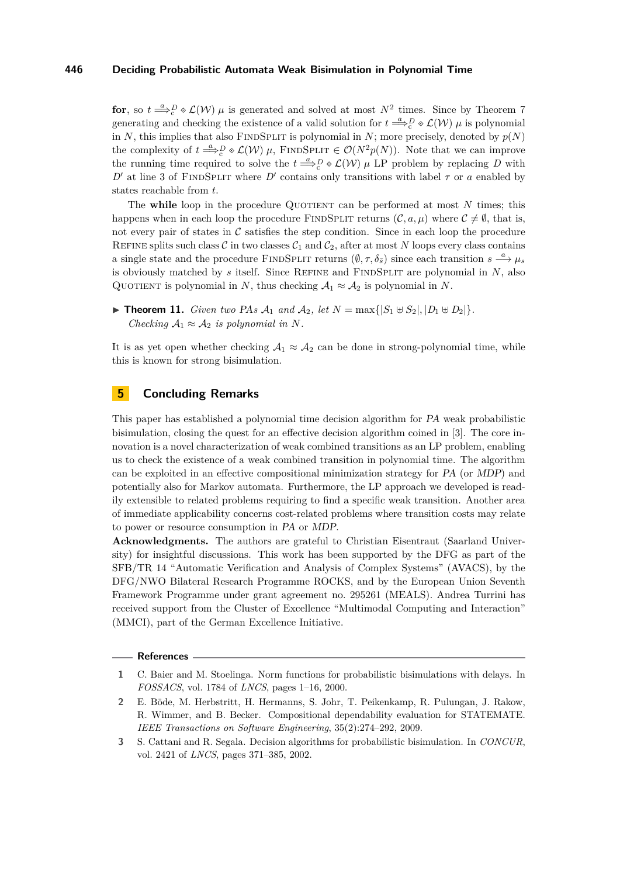**for**, so $t \stackrel{a}{\Longrightarrow}_c^D \diamond \mathcal{L}(\mathcal{W})\ \mu$ is generated and solved at most $N^2$ times. Since by Theorem 7 generating and checking the existence of a valid solution for $t \stackrel{a}{\Longrightarrow}_c^D \diamond \mathcal{L}(\mathcal{W})\ \mu$ is polynomial in $N$, this implies that also FindSplit is polynomial in $N$; more precisely, denoted by $p(N)$ the complexity of $t \stackrel{a}{\Longrightarrow}_c^D \diamond \mathcal{L}(\mathcal{W})\ \mu$, FindSplit $\in \mathcal{O}(N^2 p(N))$. Note that we can improve the running time required to solve the $t \stackrel{a}{\Longrightarrow}_c^D \diamond \mathcal{L}(\mathcal{W})\ \mu$ LP problem by replacing $D$ with $D'$ at line 3 of FindSplit where $D'$ contains only transitions with label $\tau$ or $a$ enabled by states reachable from $t$.

The **while** loop in the procedure Quotient can be performed at most $N$ times; this happens when in each loop the procedure FindSplit returns $(\mathcal{C}, a, \mu)$ where $\mathcal{C} \neq \emptyset$, that is, not every pair of states in $\mathcal{C}$ satisfies the step condition. Since in each loop the procedure Refine splits such class $\mathcal{C}$ in two classes $\mathcal{C}_1$ and $\mathcal{C}_2$, after at most $N$ loops every class contains a single state and the procedure FindSplit returns $(\emptyset, \tau, \delta_{\bar{s}})$ since each transition $s \xrightarrow{a} \mu_s$ is obviously matched by $s$ itself. Since Refine and FindSplit are polynomial in $N$, also Quotient is polynomial in $N$, thus checking $\mathcal{A}_1 \approx \mathcal{A}_2$ is polynomial in $N$.

▶ **Theorem 11.** *Given two PAs $\mathcal{A}_1$ and $\mathcal{A}_2$, let $N = \max\{|S_1 \uplus S_2|, |D_1 \uplus D_2|\}$. Checking $\mathcal{A}_1 \approx \mathcal{A}_2$ is polynomial in $N$.*

It is as yet open whether checking $\mathcal{A}_1 \approx \mathcal{A}_2$ can be done in strong-polynomial time, while this is known for strong bisimulation.

## 5 Concluding Remarks

This paper has established a polynomial time decision algorithm for *PA* weak probabilistic bisimulation, closing the quest for an effective decision algorithm coined in [3]. The core innovation is a novel characterization of weak combined transitions as an LP problem, enabling us to check the existence of a weak combined transition in polynomial time. The algorithm can be exploited in an effective compositional minimization strategy for *PA* (or *MDP*) and potentially also for Markov automata. Furthermore, the LP approach we developed is readily extensible to related problems requiring to find a specific weak transition. Another area of immediate applicability concerns cost-related problems where transition costs may relate to power or resource consumption in *PA* or *MDP*.

**Acknowledgments.** The authors are grateful to Christian Eisentraut (Saarland University) for insightful discussions. This work has been supported by the DFG as part of the SFB/TR 14 "Automatic Verification and Analysis of Complex Systems" (AVACS), by the DFG/NWO Bilateral Research Programme ROCKS, and by the European Union Seventh Framework Programme under grant agreement no. 295261 (MEALS). Andrea Turrini has received support from the Cluster of Excellence "Multimodal Computing and Interaction" (MMCI), part of the German Excellence Initiative.

## References

1. C. Baier and M. Stoelinga. Norm functions for probabilistic bisimulations with delays. In *FOSSACS*, vol. 1784 of *LNCS*, pages 1–16, 2000.
2. E. Böde, M. Herbstritt, H. Hermanns, S. Johr, T. Peikenkamp, R. Pulungan, J. Rakow, R. Wimmer, and B. Becker. Compositional dependability evaluation for STATEMATE. *IEEE Transactions on Software Engineering*, 35(2):274–292, 2009.
3. S. Cattani and R. Segala. Decision algorithms for probabilistic bisimulation. In *CONCUR*, vol. 2421 of *LNCS*, pages 371–385, 2002.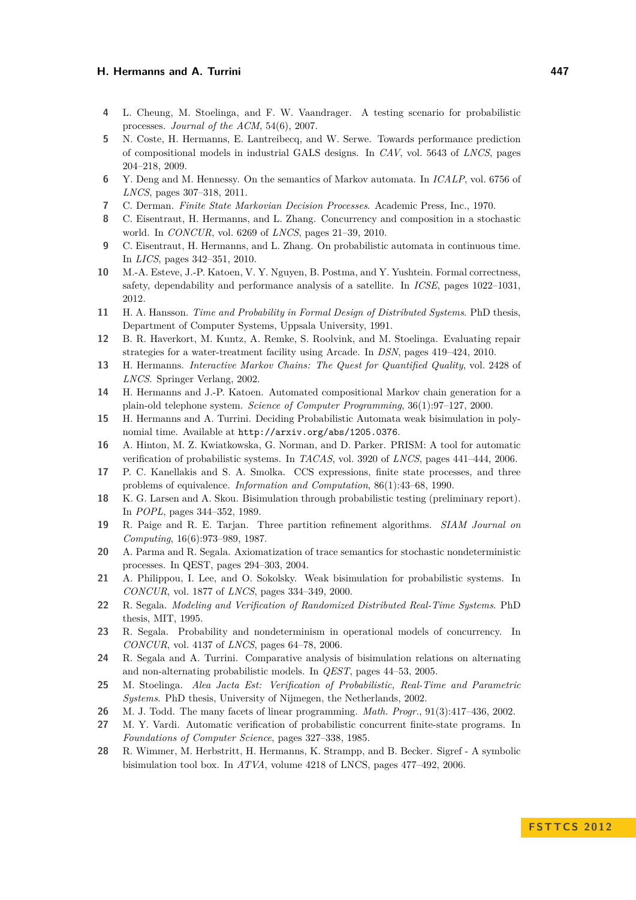4. L. Cheung, M. Stoelinga, and F. W. Vaandrager. A testing scenario for probabilistic processes. *Journal of the ACM*, 54(6), 2007.
5. N. Coste, H. Hermanns, E. Lantreibecq, and W. Serwe. Towards performance prediction of compositional models in industrial GALS designs. In *CAV*, vol. 5643 of *LNCS*, pages 204–218, 2009.
6. Y. Deng and M. Hennessy. On the semantics of Markov automata. In *ICALP*, vol. 6756 of *LNCS*, pages 307–318, 2011.
7. C. Derman. *Finite State Markovian Decision Processes*. Academic Press, Inc., 1970.
8. C. Eisentraut, H. Hermanns, and L. Zhang. Concurrency and composition in a stochastic world. In *CONCUR*, vol. 6269 of *LNCS*, pages 21–39, 2010.
9. C. Eisentraut, H. Hermanns, and L. Zhang. On probabilistic automata in continuous time. In *LICS*, pages 342–351, 2010.
10. M.-A. Esteve, J.-P. Katoen, V. Y. Nguyen, B. Postma, and Y. Yushtein. Formal correctness, safety, dependability and performance analysis of a satellite. In *ICSE*, pages 1022–1031, 2012.
11. H. A. Hansson. *Time and Probability in Formal Design of Distributed Systems*. PhD thesis, Department of Computer Systems, Uppsala University, 1991.
12. B. R. Haverkort, M. Kuntz, A. Remke, S. Roolvink, and M. Stoelinga. Evaluating repair strategies for a water-treatment facility using Arcade. In *DSN*, pages 419–424, 2010.
13. H. Hermanns. *Interactive Markov Chains: The Quest for Quantified Quality*, vol. 2428 of *LNCS*. Springer Verlang, 2002.
14. H. Hermanns and J.-P. Katoen. Automated compositional Markov chain generation for a plain-old telephone system. *Science of Computer Programming*, 36(1):97–127, 2000.
15. H. Hermanns and A. Turrini. Deciding Probabilistic Automata weak bisimulation in polynomial time. Available at `http://arxiv.org/abs/1205.0376`.
16. A. Hinton, M. Z. Kwiatkowska, G. Norman, and D. Parker. PRISM: A tool for automatic verification of probabilistic systems. In *TACAS*, vol. 3920 of *LNCS*, pages 441–444, 2006.
17. P. C. Kanellakis and S. A. Smolka. CCS expressions, finite state processes, and three problems of equivalence. *Information and Computation*, 86(1):43–68, 1990.
18. K. G. Larsen and A. Skou. Bisimulation through probabilistic testing (preliminary report). In *POPL*, pages 344–352, 1989.
19. R. Paige and R. E. Tarjan. Three partition refinement algorithms. *SIAM Journal on Computing*, 16(6):973–989, 1987.
20. A. Parma and R. Segala. Axiomatization of trace semantics for stochastic nondeterministic processes. In QEST, pages 294–303, 2004.
21. A. Philippou, I. Lee, and O. Sokolsky. Weak bisimulation for probabilistic systems. In *CONCUR*, vol. 1877 of *LNCS*, pages 334–349, 2000.
22. R. Segala. *Modeling and Verification of Randomized Distributed Real-Time Systems*. PhD thesis, MIT, 1995.
23. R. Segala. Probability and nondeterminism in operational models of concurrency. In *CONCUR*, vol. 4137 of *LNCS*, pages 64–78, 2006.
24. R. Segala and A. Turrini. Comparative analysis of bisimulation relations on alternating and non-alternating probabilistic models. In *QEST*, pages 44–53, 2005.
25. M. Stoelinga. *Alea Jacta Est: Verification of Probabilistic, Real-Time and Parametric Systems*. PhD thesis, University of Nijmegen, the Netherlands, 2002.
26. M. J. Todd. The many facets of linear programming. *Math. Progr.*, 91(3):417–436, 2002.
27. M. Y. Vardi. Automatic verification of probabilistic concurrent finite-state programs. In *Foundations of Computer Science*, pages 327–338, 1985.
28. R. Wimmer, M. Herbstritt, H. Hermanns, K. Strampp, and B. Becker. Sigref - A symbolic bisimulation tool box. In *ATVA*, volume 4218 of LNCS, pages 477–492, 2006.